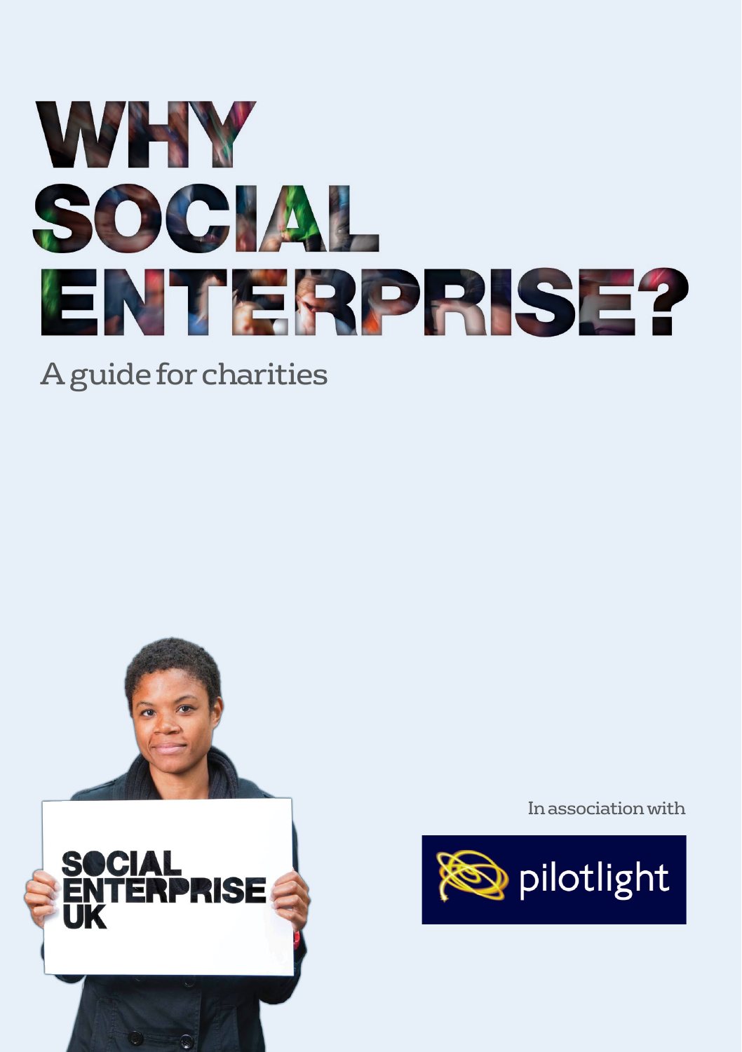# WHY SOCIAL ENTERPRISE?

A guide for charities

SOCIAL ENTERPRISE UK

In association with

pilotlight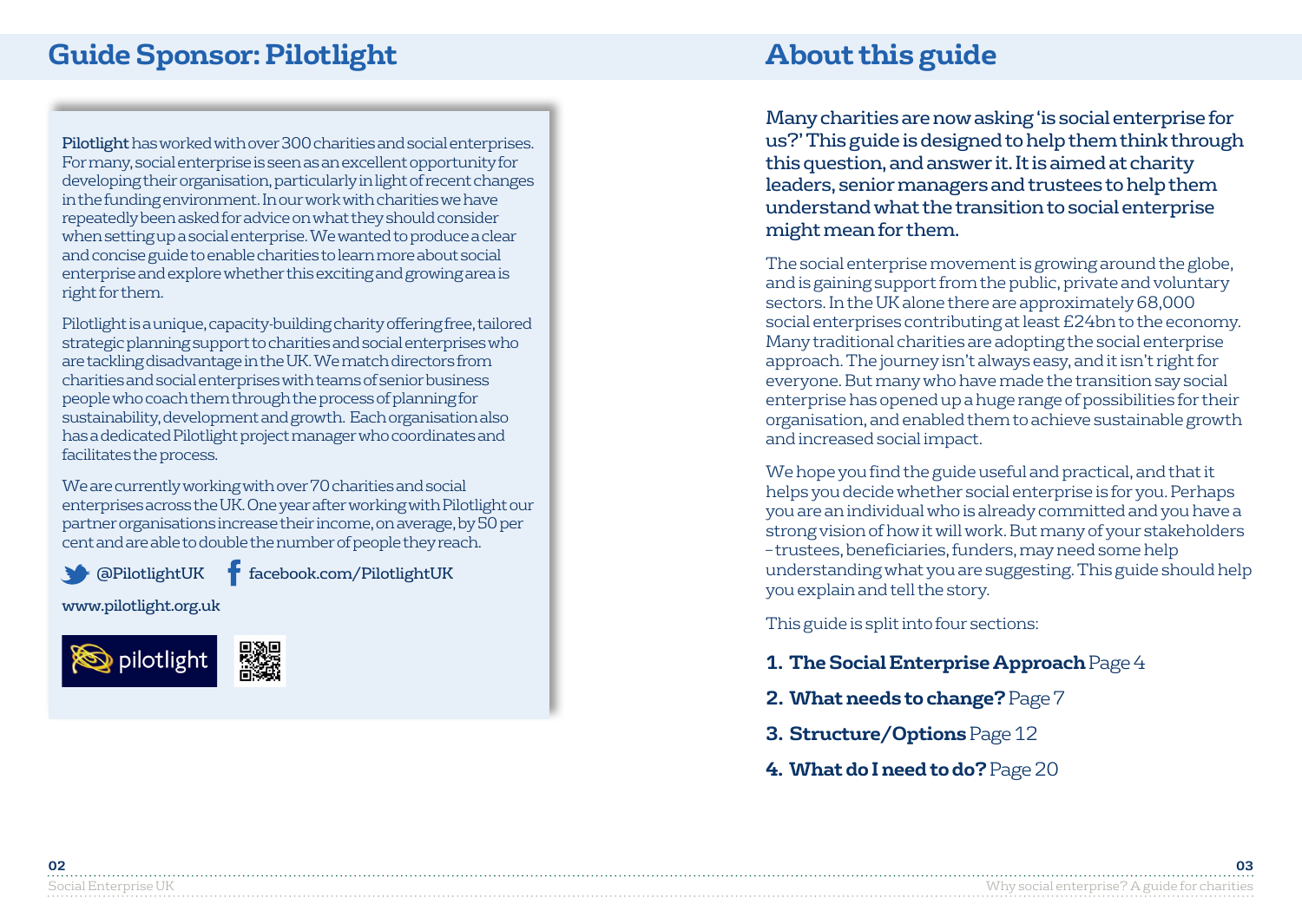## Guide Sponsor: Pilotlight

**Pilotlight** has worked with over 300 charities and social enterprises. For many, social enterprise is seen as an excellent opportunity for developing their organisation, particularly in light of recent changes in the funding environment. In our work with charities we have repeatedly been asked for advice on what they should consider when setting up a social enterprise. We wanted to produce a clear and concise guide to enable charities to learn more about social enterprise and explore whether this exciting and growing area is right for them.

Pilotlight is a unique, capacity-building charity offering free, tailored strategic planning support to charities and social enterprises who are tackling disadvantage in the UK. We match directors from charities and social enterprises with teams of senior business people who coach them through the process of planning for sustainability, development and growth. Each organisation also has a dedicated Pilotlight project manager who coordinates and facilitates the process.

We are currently working with over 70 charities and social enterprises across the UK. One year after working with Pilotlight our partner organisations increase their income, on average, by 50 per cent and are able to double the number of people they reach.

@PilotlightUK facebook.com/PilotlightUK

www.pilotlight.org.uk

## About this guide

Many charities are now asking 'is social enterprise for us?' This guide is designed to help them think through this question, and answer it. It is aimed at charity leaders, senior managers and trustees to help them understand what the transition to social enterprise might mean for them.

The social enterprise movement is growing around the globe, and is gaining support from the public, private and voluntary sectors. In the UK alone there are approximately 68,000 social enterprises contributing at least £24bn to the economy. Many traditional charities are adopting the social enterprise approach. The journey isn't always easy, and it isn't right for everyone. But many who have made the transition say social enterprise has opened up a huge range of possibilities for their organisation, and enabled them to achieve sustainable growth and increased social impact.

We hope you find the guide useful and practical, and that it helps you decide whether social enterprise is for you. Perhaps you are an individual who is already committed and you have a strong vision of how it will work. But many of your stakeholders – trustees, beneficiaries, funders, may need some help understanding what you are suggesting. This guide should help you explain and tell the story.

This guide is split into four sections:

1. **The Social Enterprise Approach** Page 4
2. **What needs to change?** Page 7
3. **Structure/Options** Page 12
4. **What do I need to do?** Page 20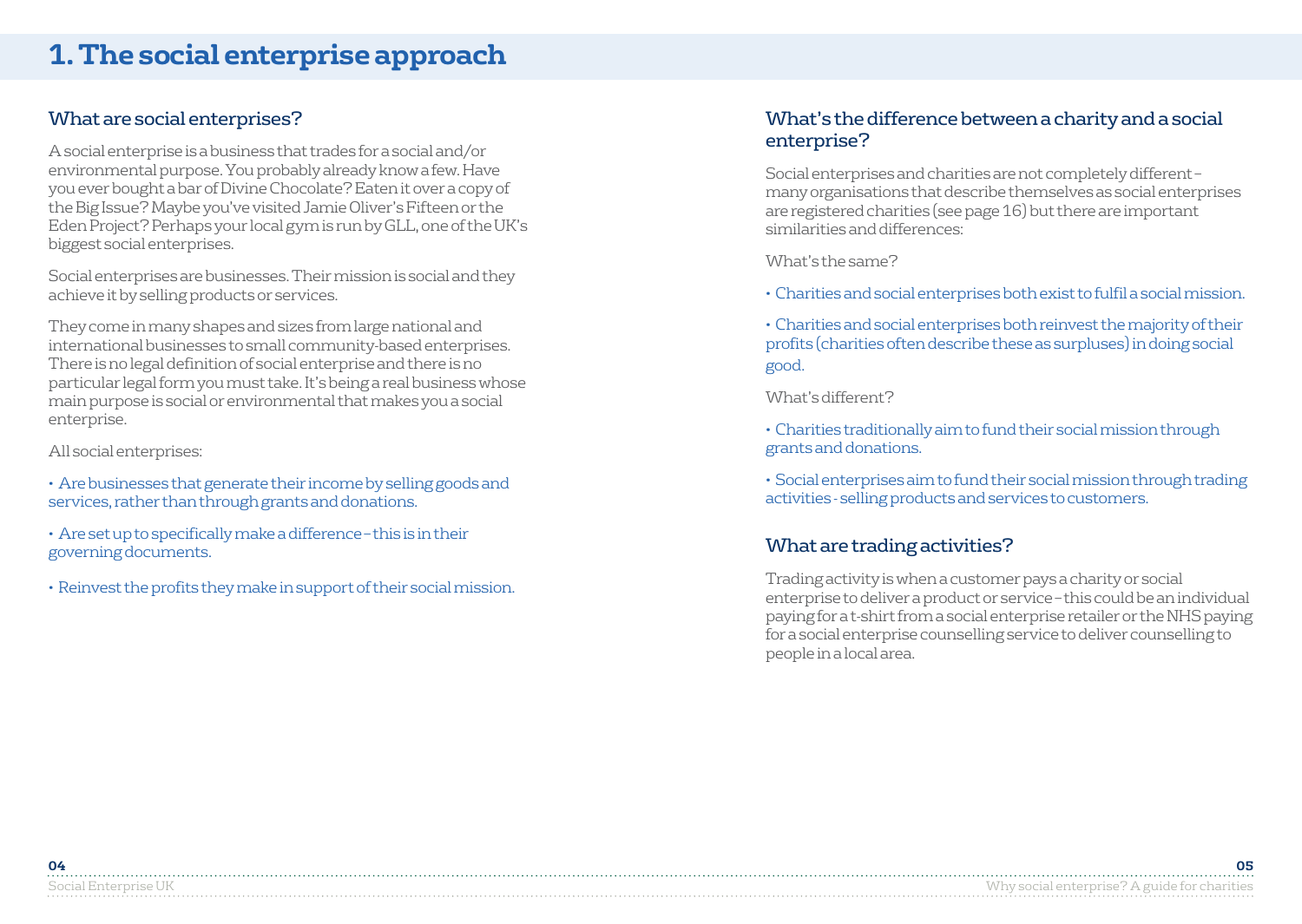# 1. The social enterprise approach

## What are social enterprises?

A social enterprise is a business that trades for a social and/or environmental purpose. You probably already know a few. Have you ever bought a bar of Divine Chocolate? Eaten it over a copy of the Big Issue? Maybe you've visited Jamie Oliver's Fifteen or the Eden Project? Perhaps your local gym is run by GLL, one of the UK's biggest social enterprises.

Social enterprises are businesses. Their mission is social and they achieve it by selling products or services.

They come in many shapes and sizes from large national and international businesses to small community-based enterprises. There is no legal definition of social enterprise and there is no particular legal form you must take. It's being a real business whose main purpose is social or environmental that makes you a social enterprise.

All social enterprises:

- Are businesses that generate their income by selling goods and services, rather than through grants and donations.
- Are set up to specifically make a difference – this is in their governing documents.
- Reinvest the profits they make in support of their social mission.

## What's the difference between a charity and a social enterprise?

Social enterprises and charities are not completely different – many organisations that describe themselves as social enterprises are registered charities (see page 16) but there are important similarities and differences:

What's the same?

- Charities and social enterprises both exist to fulfil a social mission.
- Charities and social enterprises both reinvest the majority of their profits (charities often describe these as surpluses) in doing social good.

What's different?

- Charities traditionally aim to fund their social mission through grants and donations.
- Social enterprises aim to fund their social mission through trading activities - selling products and services to customers.

## What are trading activities?

Trading activity is when a customer pays a charity or social enterprise to deliver a product or service – this could be an individual paying for a t-shirt from a social enterprise retailer or the NHS paying for a social enterprise counselling service to deliver counselling to people in a local area.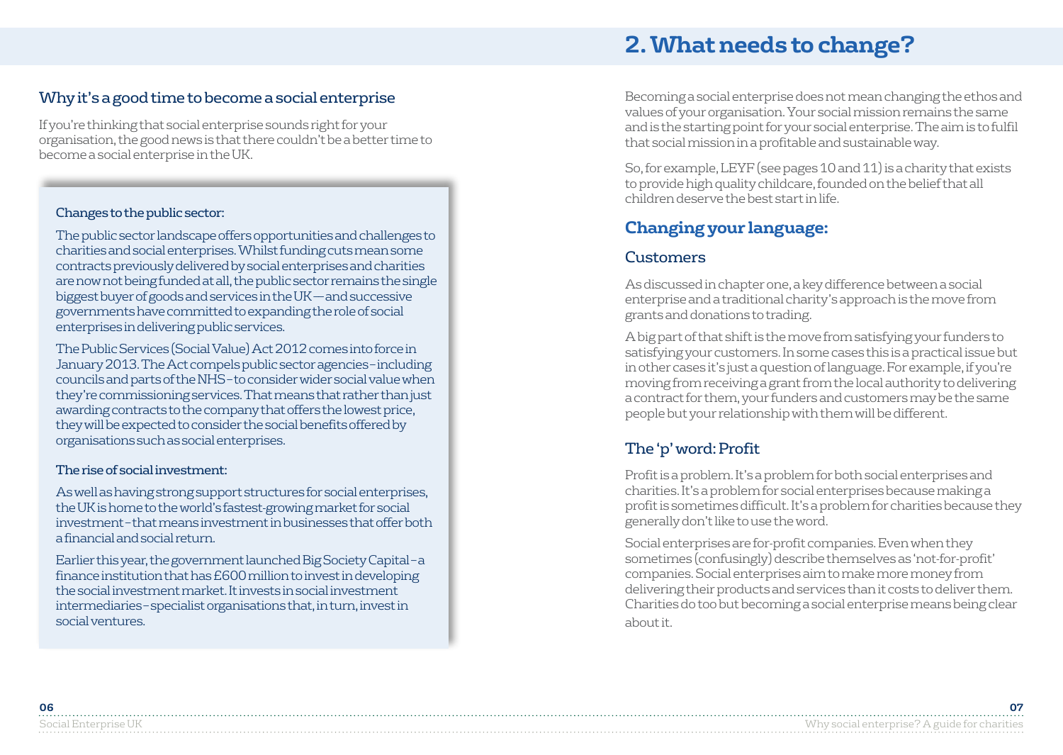## Why it's a good time to become a social enterprise

If you're thinking that social enterprise sounds right for your organisation, the good news is that there couldn't be a better time to become a social enterprise in the UK.

### Changes to the public sector:

The public sector landscape offers opportunities and challenges to charities and social enterprises. Whilst funding cuts mean some contracts previously delivered by social enterprises and charities are now not being funded at all, the public sector remains the single biggest buyer of goods and services in the UK — and successive governments have committed to expanding the role of social enterprises in delivering public services.

The Public Services (Social Value) Act 2012 comes into force in January 2013. The Act compels public sector agencies – including councils and parts of the NHS – to consider wider social value when they're commissioning services. That means that rather than just awarding contracts to the company that offers the lowest price, they will be expected to consider the social benefits offered by organisations such as social enterprises.

### The rise of social investment:

As well as having strong support structures for social enterprises, the UK is home to the world's fastest-growing market for social investment – that means investment in businesses that offer both a financial and social return.

Earlier this year, the government launched Big Society Capital – a finance institution that has £600 million to invest in developing the social investment market. It invests in social investment intermediaries – specialist organisations that, in turn, invest in social ventures.

# 2. What needs to change?

Becoming a social enterprise does not mean changing the ethos and values of your organisation. Your social mission remains the same and is the starting point for your social enterprise. The aim is to fulfil that social mission in a profitable and sustainable way.

So, for example, LEYF (see pages 10 and 11) is a charity that exists to provide high quality childcare, founded on the belief that all children deserve the best start in life.

## Changing your language:

### Customers

As discussed in chapter one, a key difference between a social enterprise and a traditional charity's approach is the move from grants and donations to trading.

A big part of that shift is the move from satisfying your funders to satisfying your customers. In some cases this is a practical issue but in other cases it's just a question of language. For example, if you're moving from receiving a grant from the local authority to delivering a contract for them, your funders and customers may be the same people but your relationship with them will be different.

### The 'p' word: Profit

Profit is a problem. It's a problem for both social enterprises and charities. It's a problem for social enterprises because making a profit is sometimes difficult. It's a problem for charities because they generally don't like to use the word.

Social enterprises are for-profit companies. Even when they sometimes (confusingly) describe themselves as 'not-for-profit' companies. Social enterprises aim to make more money from delivering their products and services than it costs to deliver them. Charities do too but becoming a social enterprise means being clear about it.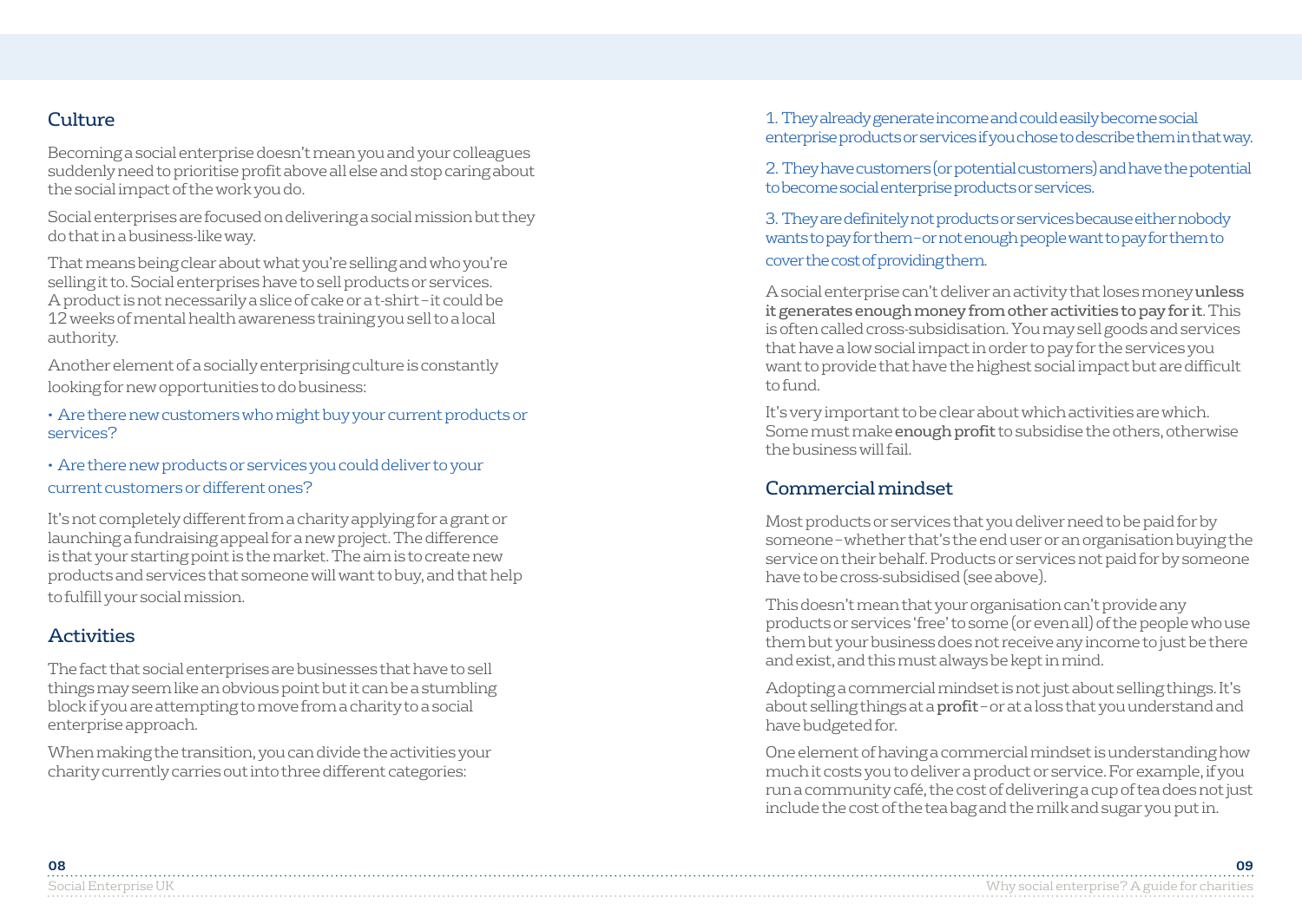## Culture

Becoming a social enterprise doesn't mean you and your colleagues suddenly need to prioritise profit above all else and stop caring about the social impact of the work you do.

Social enterprises are focused on delivering a social mission but they do that in a business-like way.

That means being clear about what you're selling and who you're selling it to. Social enterprises have to sell products or services. A product is not necessarily a slice of cake or a t-shirt – it could be 12 weeks of mental health awareness training you sell to a local authority.

Another element of a socially enterprising culture is constantly looking for new opportunities to do business:

- Are there new customers who might buy your current products or services?
- Are there new products or services you could deliver to your current customers or different ones?

It's not completely different from a charity applying for a grant or launching a fundraising appeal for a new project. The difference is that your starting point is the market. The aim is to create new products and services that someone will want to buy, and that help to fulfill your social mission.

## Activities

The fact that social enterprises are businesses that have to sell things may seem like an obvious point but it can be a stumbling block if you are attempting to move from a charity to a social enterprise approach.

When making the transition, you can divide the activities your charity currently carries out into three different categories:

1. They already generate income and could easily become social enterprise products or services if you chose to describe them in that way.

2. They have customers (or potential customers) and have the potential to become social enterprise products or services.

3. They are definitely not products or services because either nobody wants to pay for them – or not enough people want to pay for them to cover the cost of providing them.

A social enterprise can't deliver an activity that loses money **unless it generates enough money from other activities to pay for it**. This is often called cross-subsidisation. You may sell goods and services that have a low social impact in order to pay for the services you want to provide that have the highest social impact but are difficult to fund.

It's very important to be clear about which activities are which. Some must make **enough profit** to subsidise the others, otherwise the business will fail.

## Commercial mindset

Most products or services that you deliver need to be paid for by someone – whether that's the end user or an organisation buying the service on their behalf. Products or services not paid for by someone have to be cross-subsidised (see above).

This doesn't mean that your organisation can't provide any products or services 'free' to some (or even all) of the people who use them but your business does not receive any income to just be there and exist, and this must always be kept in mind.

Adopting a commercial mindset is not just about selling things. It's about selling things at a **profit** – or at a loss that you understand and have budgeted for.

One element of having a commercial mindset is understanding how much it costs you to deliver a product or service. For example, if you run a community café, the cost of delivering a cup of tea does not just include the cost of the tea bag and the milk and sugar you put in.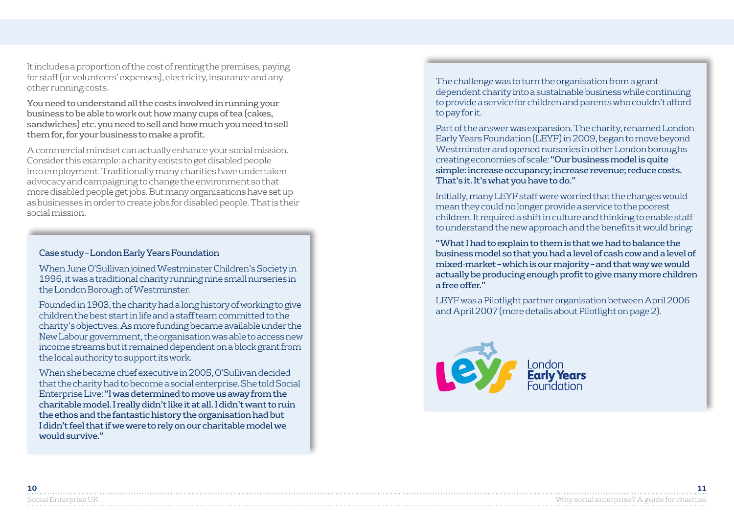It includes a proportion of the cost of renting the premises, paying for staff (or volunteers' expenses), electricity, insurance and any other running costs.

**You need to understand all the costs involved in running your business to be able to work out how many cups of tea (cakes, sandwiches) etc. you need to sell and how much you need to sell them for, for your business to make a profit.**

A commercial mindset can actually enhance your social mission. Consider this example: a charity exists to get disabled people into employment. Traditionally many charities have undertaken advocacy and campaigning to change the environment so that more disabled people get jobs. But many organisations have set up as businesses in order to create jobs for disabled people. That is their social mission.

### Case study – London Early Years Foundation

When June O'Sullivan joined Westminster Children's Society in 1996, it was a traditional charity running nine small nurseries in the London Borough of Westminster.

Founded in 1903, the charity had a long history of working to give children the best start in life and a staff team committed to the charity's objectives. As more funding became available under the New Labour government, the organisation was able to access new income streams but it remained dependent on a block grant from the local authority to support its work.

When she became chief executive in 2005, O'Sullivan decided that the charity had to become a social enterprise. She told Social Enterprise Live: **"I was determined to move us away from the charitable model. I really didn't like it at all. I didn't want to ruin the ethos and the fantastic history the organisation had but I didn't feel that if we were to rely on our charitable model we would survive."**

The challenge was to turn the organisation from a grant-dependent charity into a sustainable business while continuing to provide a service for children and parents who couldn't afford to pay for it.

Part of the answer was expansion. The charity, renamed London Early Years Foundation (LEYF) in 2009, began to move beyond Westminster and opened nurseries in other London boroughs creating economies of scale: **"Our business model is quite simple: increase occupancy; increase revenue; reduce costs. That's it. It's what you have to do."**

Initially, many LEYF staff were worried that the changes would mean they could no longer provide a service to the poorest children. It required a shift in culture and thinking to enable staff to understand the new approach and the benefits it would bring:

**"What I had to explain to them is that we had to balance the business model so that you had a level of cash cow and a level of mixed-market – which is our majority – and that way we would actually be producing enough profit to give many more children a free offer."**

LEYF was a Pilotlight partner organisation between April 2006 and April 2007 (more details about Pilotlight on page 2).

London Early Years Foundation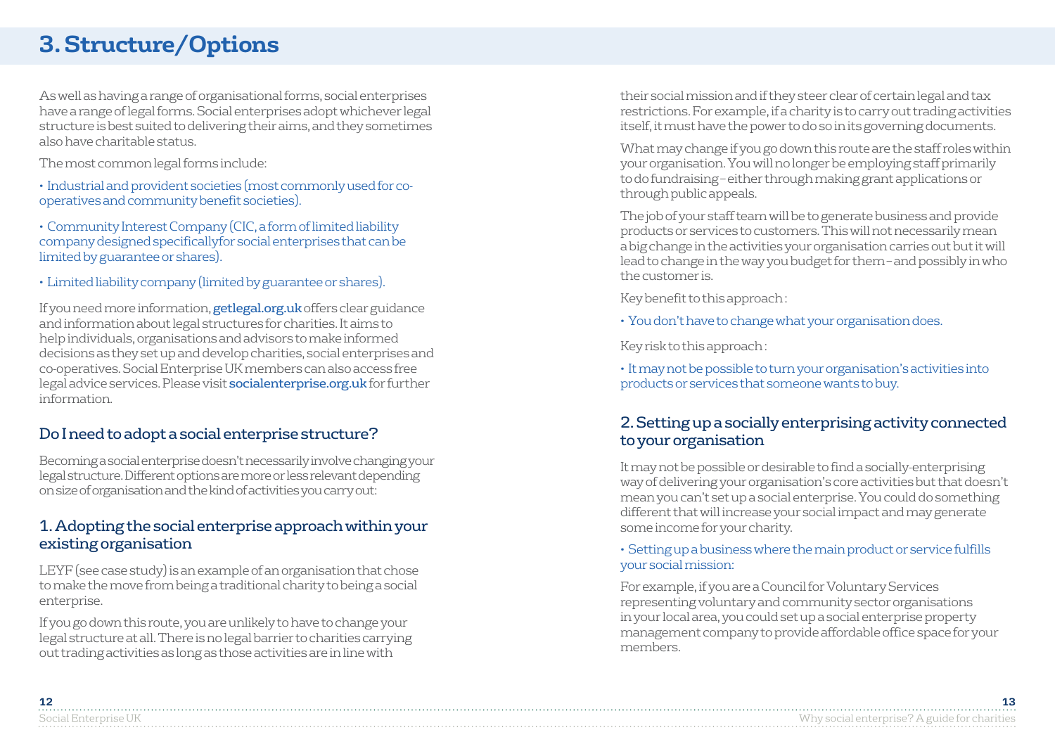# 3. Structure/Options

As well as having a range of organisational forms, social enterprises have a range of legal forms. Social enterprises adopt whichever legal structure is best suited to delivering their aims, and they sometimes also have charitable status.

The most common legal forms include:

- Industrial and provident societies (most commonly used for co-operatives and community benefit societies).
- Community Interest Company (CIC, a form of limited liability company designed specificallyfor social enterprises that can be limited by guarantee or shares).
- Limited liability company (limited by guarantee or shares).

If you need more information, **getlegal.org.uk** offers clear guidance and information about legal structures for charities. It aims to help individuals, organisations and advisors to make informed decisions as they set up and develop charities, social enterprises and co-operatives. Social Enterprise UK members can also access free legal advice services. Please visit **socialenterprise.org.uk** for further information.

## Do I need to adopt a social enterprise structure?

Becoming a social enterprise doesn't necessarily involve changing your legal structure. Different options are more or less relevant depending on size of organisation and the kind of activities you carry out:

### 1. Adopting the social enterprise approach within your existing organisation

LEYF (see case study) is an example of an organisation that chose to make the move from being a traditional charity to being a social enterprise.

If you go down this route, you are unlikely to have to change your legal structure at all. There is no legal barrier to charities carrying out trading activities as long as those activities are in line with their social mission and if they steer clear of certain legal and tax restrictions. For example, if a charity is to carry out trading activities itself, it must have the power to do so in its governing documents.

What may change if you go down this route are the staff roles within your organisation. You will no longer be employing staff primarily to do fundraising – either through making grant applications or through public appeals.

The job of your staff team will be to generate business and provide products or services to customers. This will not necessarily mean a big change in the activities your organisation carries out but it will lead to change in the way you budget for them – and possibly in who the customer is.

Key benefit to this approach:

- You don't have to change what your organisation does.

Key risk to this approach:

- It may not be possible to turn your organisation's activities into products or services that someone wants to buy.

### 2. Setting up a socially enterprising activity connected to your organisation

It may not be possible or desirable to find a socially-enterprising way of delivering your organisation's core activities but that doesn't mean you can't set up a social enterprise. You could do something different that will increase your social impact and may generate some income for your charity.

- Setting up a business where the main product or service fulfills your social mission:

For example, if you are a Council for Voluntary Services representing voluntary and community sector organisations in your local area, you could set up a social enterprise property management company to provide affordable office space for your members.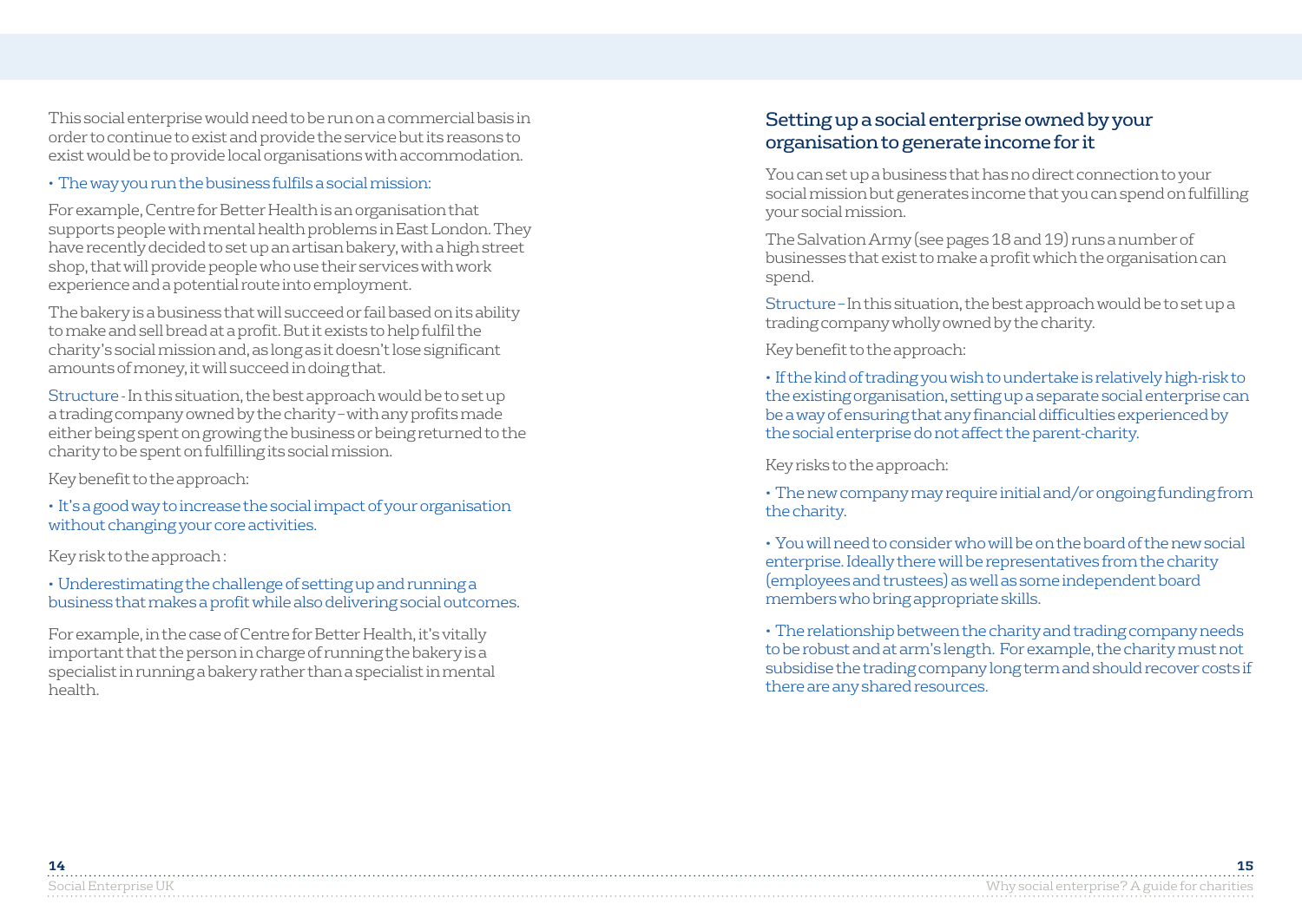This social enterprise would need to be run on a commercial basis in order to continue to exist and provide the service but its reasons to exist would be to provide local organisations with accommodation.

- The way you run the business fulfils a social mission:

For example, Centre for Better Health is an organisation that supports people with mental health problems in East London. They have recently decided to set up an artisan bakery, with a high street shop, that will provide people who use their services with work experience and a potential route into employment.

The bakery is a business that will succeed or fail based on its ability to make and sell bread at a profit. But it exists to help fulfil the charity's social mission and, as long as it doesn't lose significant amounts of money, it will succeed in doing that.

Structure - In this situation, the best approach would be to set up a trading company owned by the charity – with any profits made either being spent on growing the business or being returned to the charity to be spent on fulfilling its social mission.

Key benefit to the approach:

- It's a good way to increase the social impact of your organisation without changing your core activities.

Key risk to the approach :

- Underestimating the challenge of setting up and running a business that makes a profit while also delivering social outcomes.

For example, in the case of Centre for Better Health, it's vitally important that the person in charge of running the bakery is a specialist in running a bakery rather than a specialist in mental health.

## Setting up a social enterprise owned by your organisation to generate income for it

You can set up a business that has no direct connection to your social mission but generates income that you can spend on fulfilling your social mission.

The Salvation Army (see pages 18 and 19) runs a number of businesses that exist to make a profit which the organisation can spend.

Structure – In this situation, the best approach would be to set up a trading company wholly owned by the charity.

Key benefit to the approach:

- If the kind of trading you wish to undertake is relatively high-risk to the existing organisation, setting up a separate social enterprise can be a way of ensuring that any financial difficulties experienced by the social enterprise do not affect the parent-charity.

Key risks to the approach:

- The new company may require initial and/or ongoing funding from the charity.

- You will need to consider who will be on the board of the new social enterprise. Ideally there will be representatives from the charity (employees and trustees) as well as some independent board members who bring appropriate skills.

- The relationship between the charity and trading company needs to be robust and at arm's length. For example, the charity must not subsidise the trading company long term and should recover costs if there are any shared resources.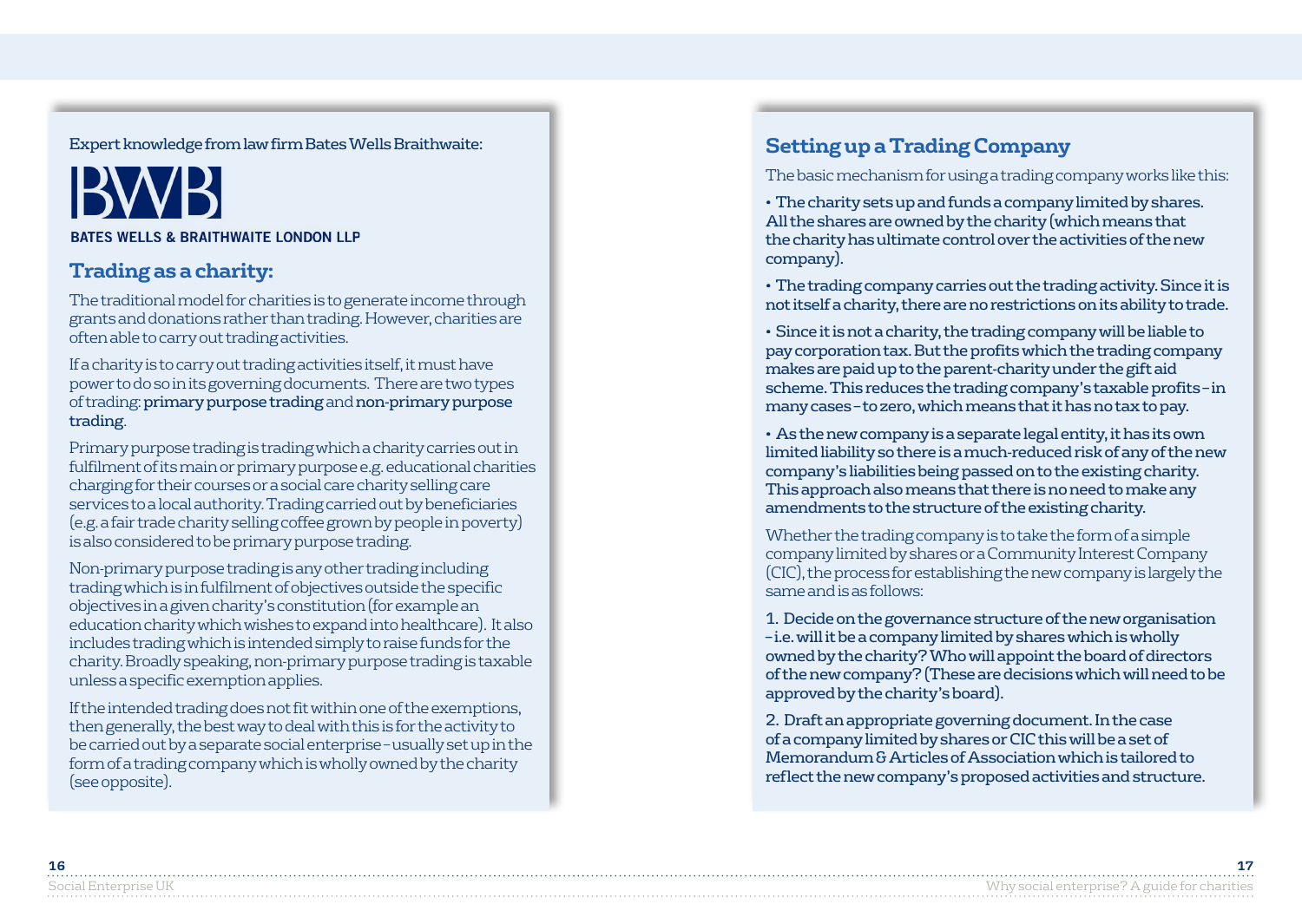Expert knowledge from law firm Bates Wells Braithwaite:

BWB

BATES WELLS & BRAITHWAITE LONDON LLP

## Trading as a charity:

The traditional model for charities is to generate income through grants and donations rather than trading. However, charities are often able to carry out trading activities.

If a charity is to carry out trading activities itself, it must have power to do so in its governing documents. There are two types of trading: **primary purpose trading** and **non-primary purpose trading**.

Primary purpose trading is trading which a charity carries out in fulfilment of its main or primary purpose e.g. educational charities charging for their courses or a social care charity selling care services to a local authority. Trading carried out by beneficiaries (e.g. a fair trade charity selling coffee grown by people in poverty) is also considered to be primary purpose trading.

Non-primary purpose trading is any other trading including trading which is in fulfilment of objectives outside the specific objectives in a given charity's constitution (for example an education charity which wishes to expand into healthcare). It also includes trading which is intended simply to raise funds for the charity. Broadly speaking, non-primary purpose trading is taxable unless a specific exemption applies.

If the intended trading does not fit within one of the exemptions, then generally, the best way to deal with this is for the activity to be carried out by a separate social enterprise – usually set up in the form of a trading company which is wholly owned by the charity (see opposite).

## Setting up a Trading Company

The basic mechanism for using a trading company works like this:

- The charity sets up and funds a company limited by shares. All the shares are owned by the charity (which means that the charity has ultimate control over the activities of the new company).
- The trading company carries out the trading activity. Since it is not itself a charity, there are no restrictions on its ability to trade.
- Since it is not a charity, the trading company will be liable to pay corporation tax. But the profits which the trading company makes are paid up to the parent-charity under the gift aid scheme. This reduces the trading company's taxable profits – in many cases – to zero, which means that it has no tax to pay.
- As the new company is a separate legal entity, it has its own limited liability so there is a much-reduced risk of any of the new company's liabilities being passed on to the existing charity. This approach also means that there is no need to make any amendments to the structure of the existing charity.

Whether the trading company is to take the form of a simple company limited by shares or a Community Interest Company (CIC), the process for establishing the new company is largely the same and is as follows:

1. Decide on the governance structure of the new organisation – i.e. will it be a company limited by shares which is wholly owned by the charity? Who will appoint the board of directors of the new company? (These are decisions which will need to be approved by the charity's board).

2. Draft an appropriate governing document. In the case of a company limited by shares or CIC this will be a set of Memorandum & Articles of Association which is tailored to reflect the new company's proposed activities and structure.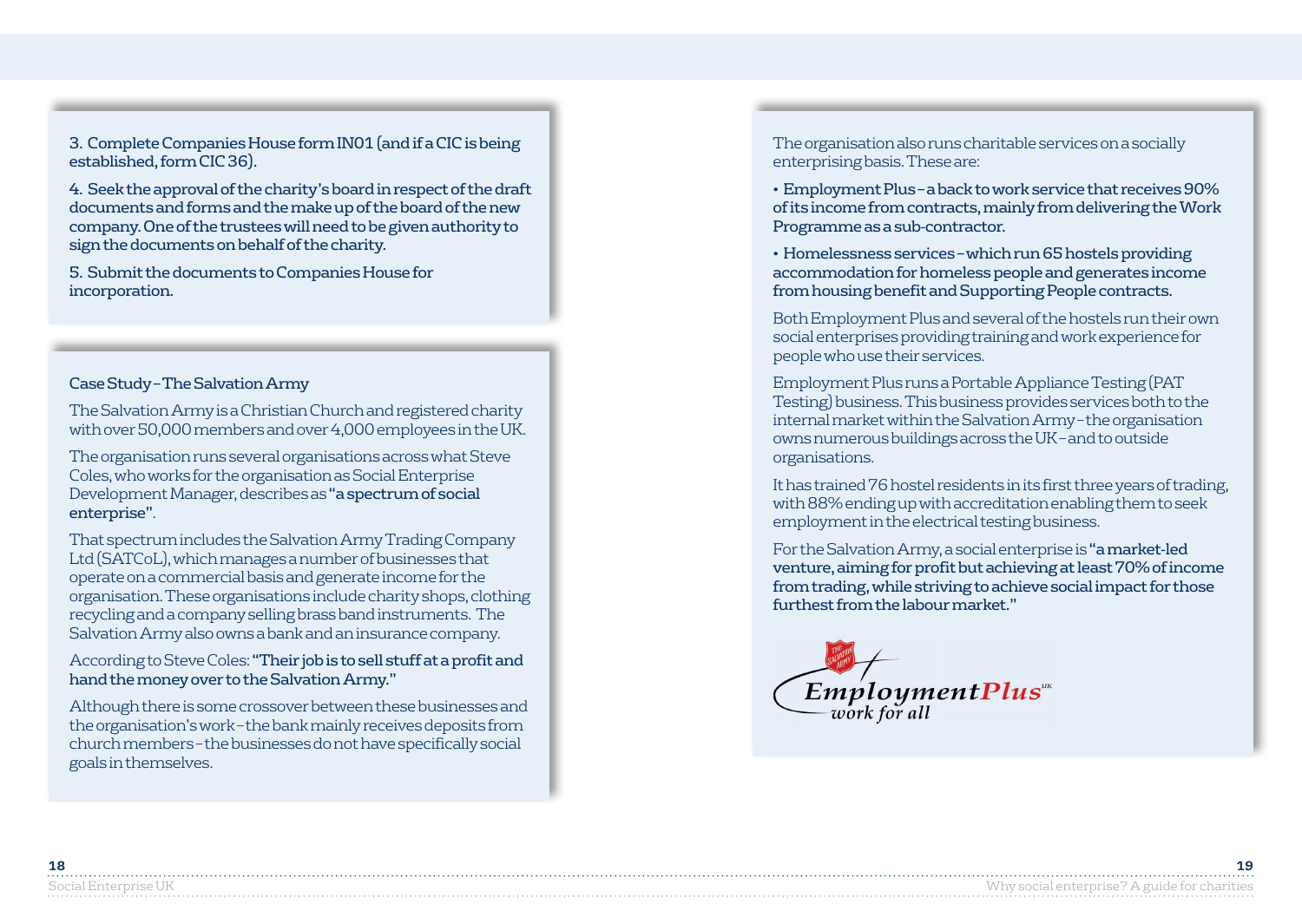3. Complete Companies House form IN01 (and if a CIC is being established, form CIC 36).

4. Seek the approval of the charity's board in respect of the draft documents and forms and the make up of the board of the new company. One of the trustees will need to be given authority to sign the documents on behalf of the charity.

5. Submit the documents to Companies House for incorporation.

## Case Study – The Salvation Army

The Salvation Army is a Christian Church and registered charity with over 50,000 members and over 4,000 employees in the UK.

The organisation runs several organisations across what Steve Coles, who works for the organisation as Social Enterprise Development Manager, describes as **"a spectrum of social enterprise"**.

That spectrum includes the Salvation Army Trading Company Ltd (SATCoL), which manages a number of businesses that operate on a commercial basis and generate income for the organisation. These organisations include charity shops, clothing recycling and a company selling brass band instruments. The Salvation Army also owns a bank and an insurance company.

According to Steve Coles: **"Their job is to sell stuff at a profit and hand the money over to the Salvation Army."**

Although there is some crossover between these businesses and the organisation's work – the bank mainly receives deposits from church members – the businesses do not have specifically social goals in themselves.

The organisation also runs charitable services on a socially enterprising basis. These are:

- **Employment Plus – a back to work service that receives 90% of its income from contracts, mainly from delivering the Work Programme as a sub-contractor.**
- **Homelessness services – which run 65 hostels providing accommodation for homeless people and generates income from housing benefit and Supporting People contracts.**

Both Employment Plus and several of the hostels run their own social enterprises providing training and work experience for people who use their services.

Employment Plus runs a Portable Appliance Testing (PAT Testing) business. This business provides services both to the internal market within the Salvation Army – the organisation owns numerous buildings across the UK – and to outside organisations.

It has trained 76 hostel residents in its first three years of trading, with 88% ending up with accreditation enabling them to seek employment in the electrical testing business.

For the Salvation Army, a social enterprise is **"a market-led venture, aiming for profit but achieving at least 70% of income from trading, while striving to achieve social impact for those furthest from the labour market."**

EmploymentPlus UK
work for all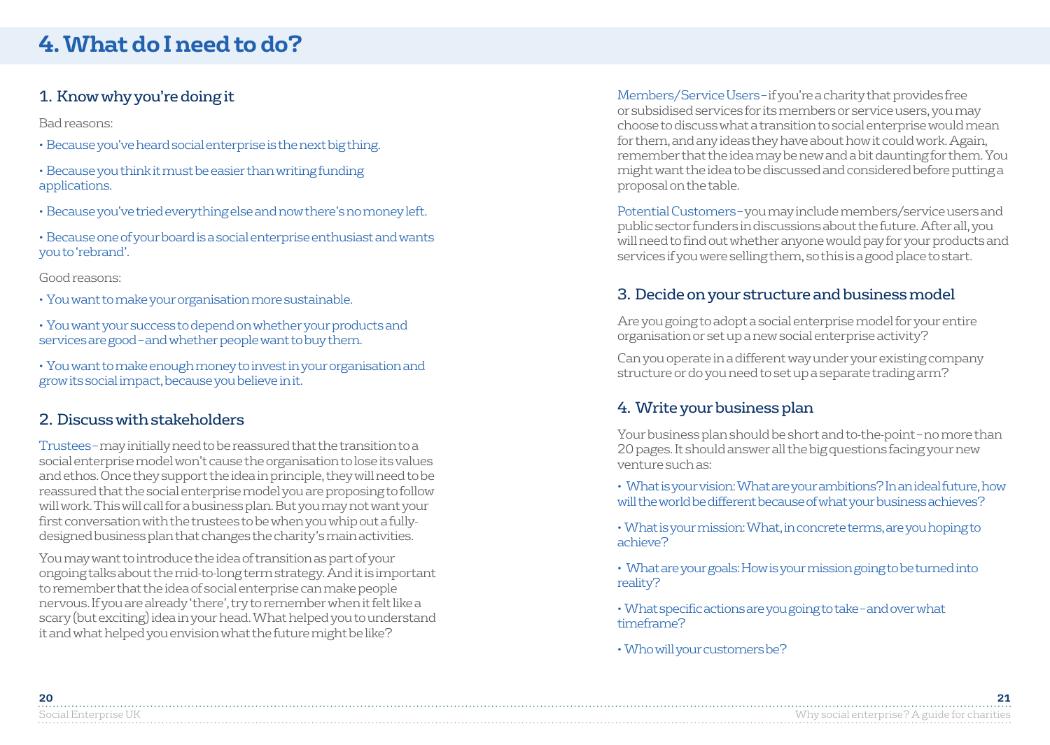# 4. What do I need to do?

## 1. Know why you're doing it

Bad reasons:

- Because you've heard social enterprise is the next big thing.
- Because you think it must be easier than writing funding applications.
- Because you've tried everything else and now there's no money left.
- Because one of your board is a social enterprise enthusiast and wants you to 'rebrand'.

Good reasons:

- You want to make your organisation more sustainable.
- You want your success to depend on whether your products and services are good – and whether people want to buy them.
- You want to make enough money to invest in your organisation and grow its social impact, because you believe in it.

## 2. Discuss with stakeholders

Trustees – may initially need to be reassured that the transition to a social enterprise model won't cause the organisation to lose its values and ethos. Once they support the idea in principle, they will need to be reassured that the social enterprise model you are proposing to follow will work. This will call for a business plan. But you may not want your first conversation with the trustees to be when you whip out a fully-designed business plan that changes the charity's main activities.

You may want to introduce the idea of transition as part of your ongoing talks about the mid-to-long term strategy. And it is important to remember that the idea of social enterprise can make people nervous. If you are already 'there', try to remember when it felt like a scary (but exciting) idea in your head. What helped you to understand it and what helped you envision what the future might be like?

Members/Service Users – if you're a charity that provides free or subsidised services for its members or service users, you may choose to discuss what a transition to social enterprise would mean for them, and any ideas they have about how it could work. Again, remember that the idea may be new and a bit daunting for them. You might want the idea to be discussed and considered before putting a proposal on the table.

Potential Customers – you may include members/service users and public sector funders in discussions about the future. After all, you will need to find out whether anyone would pay for your products and services if you were selling them, so this is a good place to start.

## 3. Decide on your structure and business model

Are you going to adopt a social enterprise model for your entire organisation or set up a new social enterprise activity?

Can you operate in a different way under your existing company structure or do you need to set up a separate trading arm?

## 4. Write your business plan

Your business plan should be short and to-the-point – no more than 20 pages. It should answer all the big questions facing your new venture such as:

- What is your vision: What are your ambitions? In an ideal future, how will the world be different because of what your business achieves?
- What is your mission: What, in concrete terms, are you hoping to achieve?
- What are your goals: How is your mission going to be turned into reality?
- What specific actions are you going to take – and over what timeframe?
- Who will your customers be?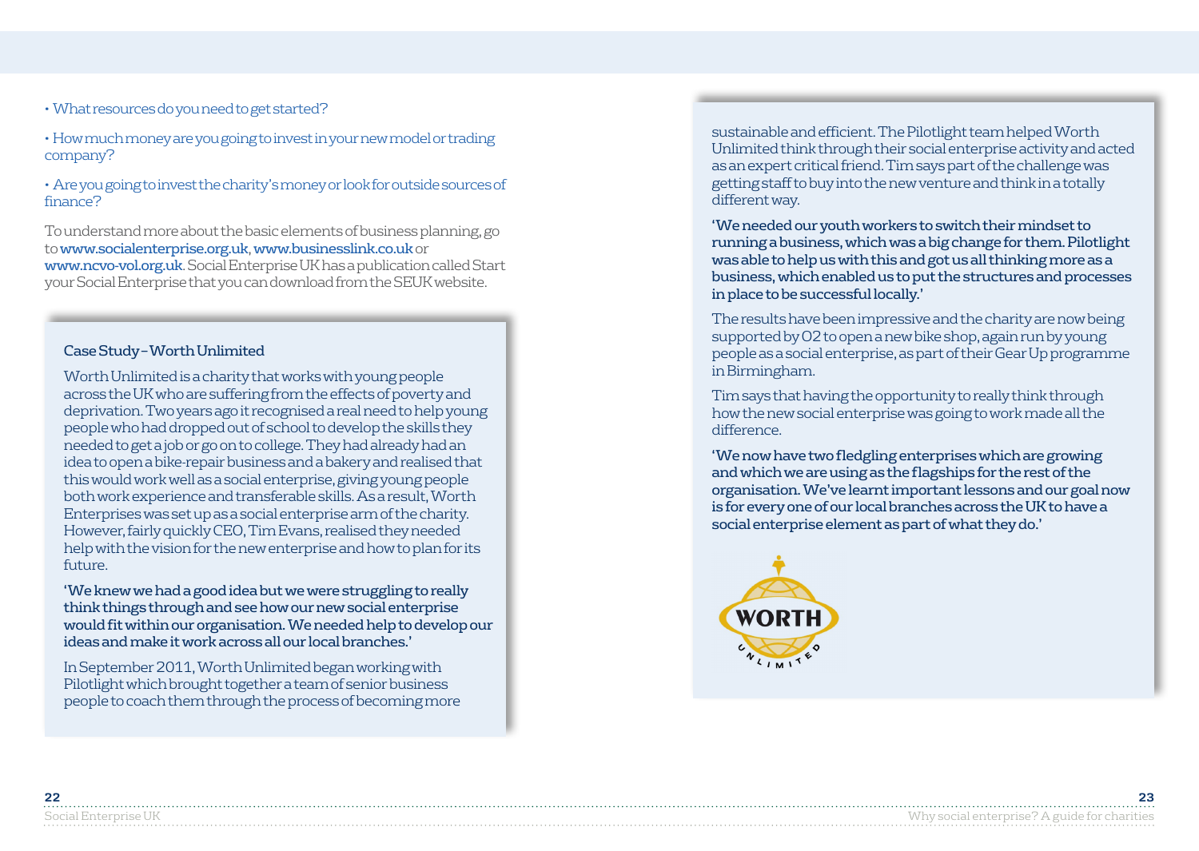- What resources do you need to get started?
- How much money are you going to invest in your new model or trading company?
- Are you going to invest the charity's money or look for outside sources of finance?

To understand more about the basic elements of business planning, go to **www.socialenterprise.org.uk**, **www.businesslink.co.uk** or **www.ncvo-vol.org.uk**. Social Enterprise UK has a publication called Start your Social Enterprise that you can download from the SEUK website.

### Case Study – Worth Unlimited

Worth Unlimited is a charity that works with young people across the UK who are suffering from the effects of poverty and deprivation. Two years ago it recognised a real need to help young people who had dropped out of school to develop the skills they needed to get a job or go on to college. They had already had an idea to open a bike-repair business and a bakery and realised that this would work well as a social enterprise, giving young people both work experience and transferable skills. As a result, Worth Enterprises was set up as a social enterprise arm of the charity. However, fairly quickly CEO, Tim Evans, realised they needed help with the vision for the new enterprise and how to plan for its future.

**'We knew we had a good idea but we were struggling to really think things through and see how our new social enterprise would fit within our organisation. We needed help to develop our ideas and make it work across all our local branches.'**

In September 2011, Worth Unlimited began working with Pilotlight which brought together a team of senior business people to coach them through the process of becoming more sustainable and efficient. The Pilotlight team helped Worth Unlimited think through their social enterprise activity and acted as an expert critical friend. Tim says part of the challenge was getting staff to buy into the new venture and think in a totally different way.

**'We needed our youth workers to switch their mindset to running a business, which was a big change for them. Pilotlight was able to help us with this and got us all thinking more as a business, which enabled us to put the structures and processes in place to be successful locally.'**

The results have been impressive and the charity are now being supported by O2 to open a new bike shop, again run by young people as a social enterprise, as part of their Gear Up programme in Birmingham.

Tim says that having the opportunity to really think through how the new social enterprise was going to work made all the difference.

**'We now have two fledgling enterprises which are growing and which we are using as the flagships for the rest of the organisation. We've learnt important lessons and our goal now is for every one of our local branches across the UK to have a social enterprise element as part of what they do.'**

WORTH UNLIMITED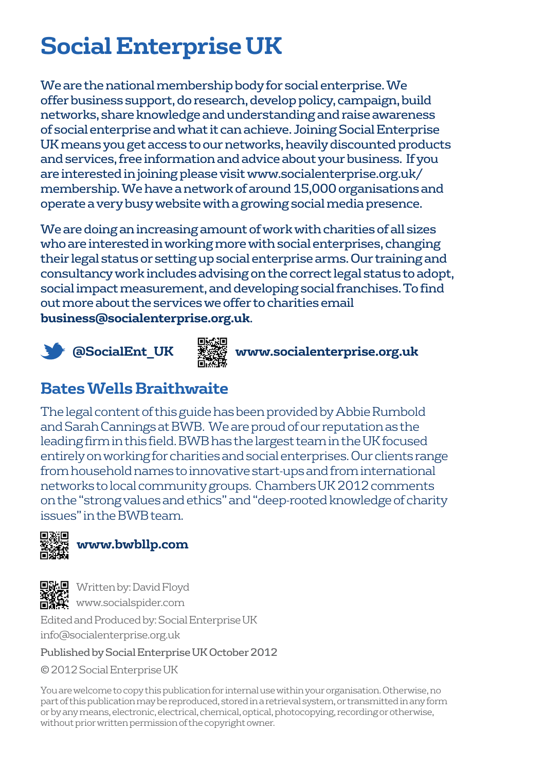# Social Enterprise UK

We are the national membership body for social enterprise. We offer business support, do research, develop policy, campaign, build networks, share knowledge and understanding and raise awareness of social enterprise and what it can achieve. Joining Social Enterprise UK means you get access to our networks, heavily discounted products and services, free information and advice about your business. If you are interested in joining please visit www.socialenterprise.org.uk/membership. We have a network of around 15,000 organisations and operate a very busy website with a growing social media presence.

We are doing an increasing amount of work with charities of all sizes who are interested in working more with social enterprises, changing their legal status or setting up social enterprise arms. Our training and consultancy work includes advising on the correct legal status to adopt, social impact measurement, and developing social franchises. To find out more about the services we offer to charities email **business@socialenterprise.org.uk**.

**@SocialEnt_UK** **www.socialenterprise.org.uk**

## Bates Wells Braithwaite

The legal content of this guide has been provided by Abbie Rumbold and Sarah Cannings at BWB. We are proud of our reputation as the leading firm in this field. BWB has the largest team in the UK focused entirely on working for charities and social enterprises. Our clients range from household names to innovative start-ups and from international networks to local community groups. Chambers UK 2012 comments on the "strong values and ethics" and "deep-rooted knowledge of charity issues" in the BWB team.

**www.bwbllp.com**

Written by: David Floyd
www.socialspider.com

Edited and Produced by: Social Enterprise UK
info@socialenterprise.org.uk

Published by Social Enterprise UK October 2012

© 2012 Social Enterprise UK

You are welcome to copy this publication for internal use within your organisation. Otherwise, no part of this publication may be reproduced, stored in a retrieval system, or transmitted in any form or by any means, electronic, electrical, chemical, optical, photocopying, recording or otherwise, without prior written permission of the copyright owner.